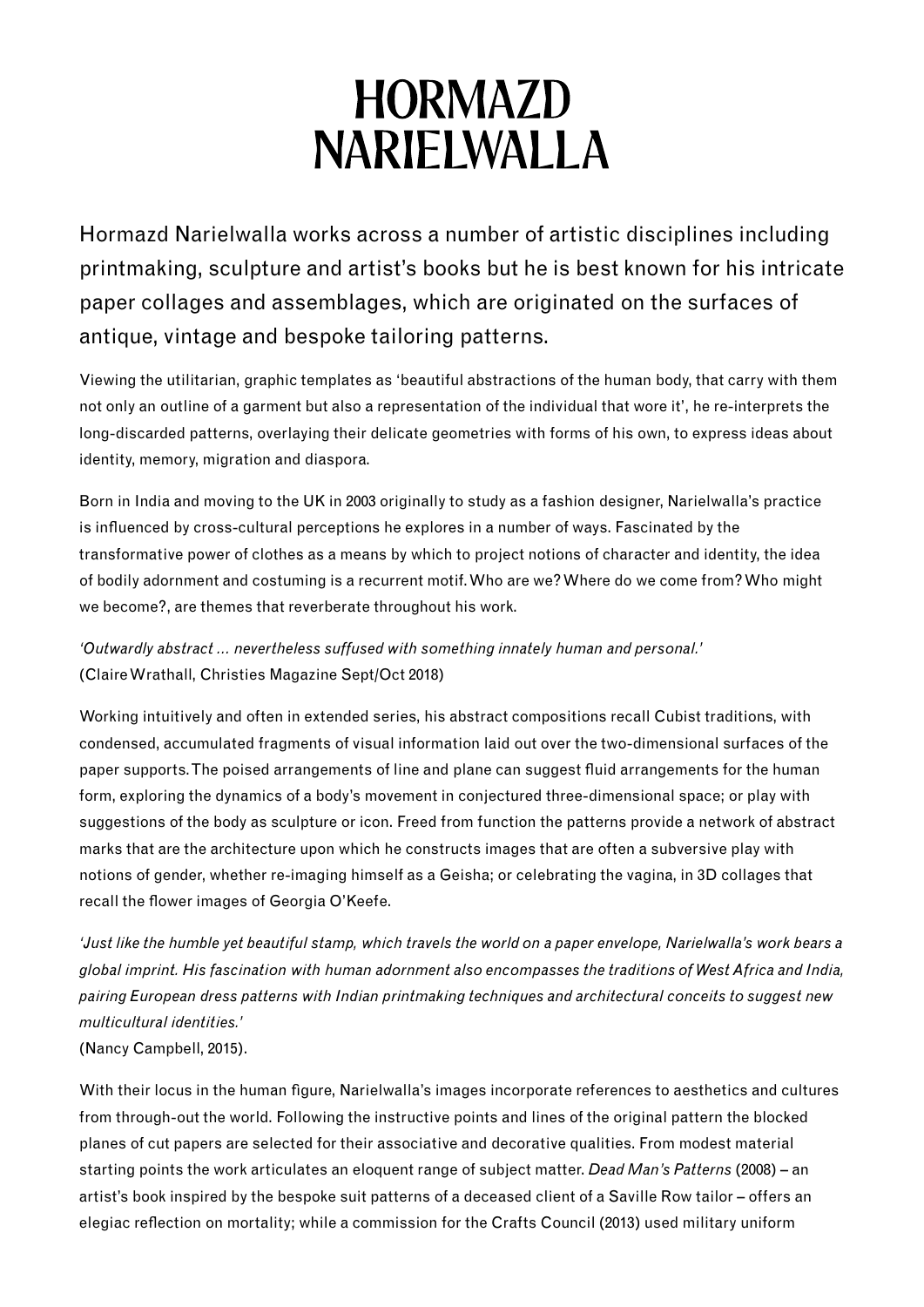# HORMAZD NARIELWALLA

Hormazd Narielwalla works across a number of artistic disciplines including printmaking, sculpture and artist's books but he is best known for his intricate paper collages and assemblages, which are originated on the surfaces of antique, vintage and bespoke tailoring patterns.

Viewing the utilitarian, graphic templates as 'beautiful abstractions of the human body, that carry with them not only an outline of a garment but also a representation of the individual that wore it', he re-interprets the long-discarded patterns, overlaying their delicate geometries with forms of his own, to express ideas about identity, memory, migration and diaspora.

Born in India and moving to the UK in 2003 originally to study as a fashion designer, Narielwalla's practice is influenced by cross-cultural perceptions he explores in a number of ways. Fascinated by the transformative power of clothes as a means by which to project notions of character and identity, the idea of bodily adornment and costuming is a recurrent motif. Who are we? Where do we come from? Who might we become?, are themes that reverberate throughout his work.

*'Outwardly abstract … nevertheless suffused with something innately human and personal.'*
(Claire Wrathall, Christies Magazine Sept/Oct 2018)

Working intuitively and often in extended series, his abstract compositions recall Cubist traditions, with condensed, accumulated fragments of visual information laid out over the two-dimensional surfaces of the paper supports. The poised arrangements of line and plane can suggest fluid arrangements for the human form, exploring the dynamics of a body's movement in conjectured three-dimensional space; or play with suggestions of the body as sculpture or icon. Freed from function the patterns provide a network of abstract marks that are the architecture upon which he constructs images that are often a subversive play with notions of gender, whether re-imaging himself as a Geisha; or celebrating the vagina, in 3D collages that recall the flower images of Georgia O'Keefe.

*'Just like the humble yet beautiful stamp, which travels the world on a paper envelope, Narielwalla's work bears a global imprint. His fascination with human adornment also encompasses the traditions of West Africa and India, pairing European dress patterns with Indian printmaking techniques and architectural conceits to suggest new multicultural identities.'*
(Nancy Campbell, 2015).

With their locus in the human figure, Narielwalla's images incorporate references to aesthetics and cultures from through-out the world. Following the instructive points and lines of the original pattern the blocked planes of cut papers are selected for their associative and decorative qualities. From modest material starting points the work articulates an eloquent range of subject matter. *Dead Man's Patterns* (2008) – an artist's book inspired by the bespoke suit patterns of a deceased client of a Saville Row tailor – offers an elegiac reflection on mortality; while a commission for the Crafts Council (2013) used military uniform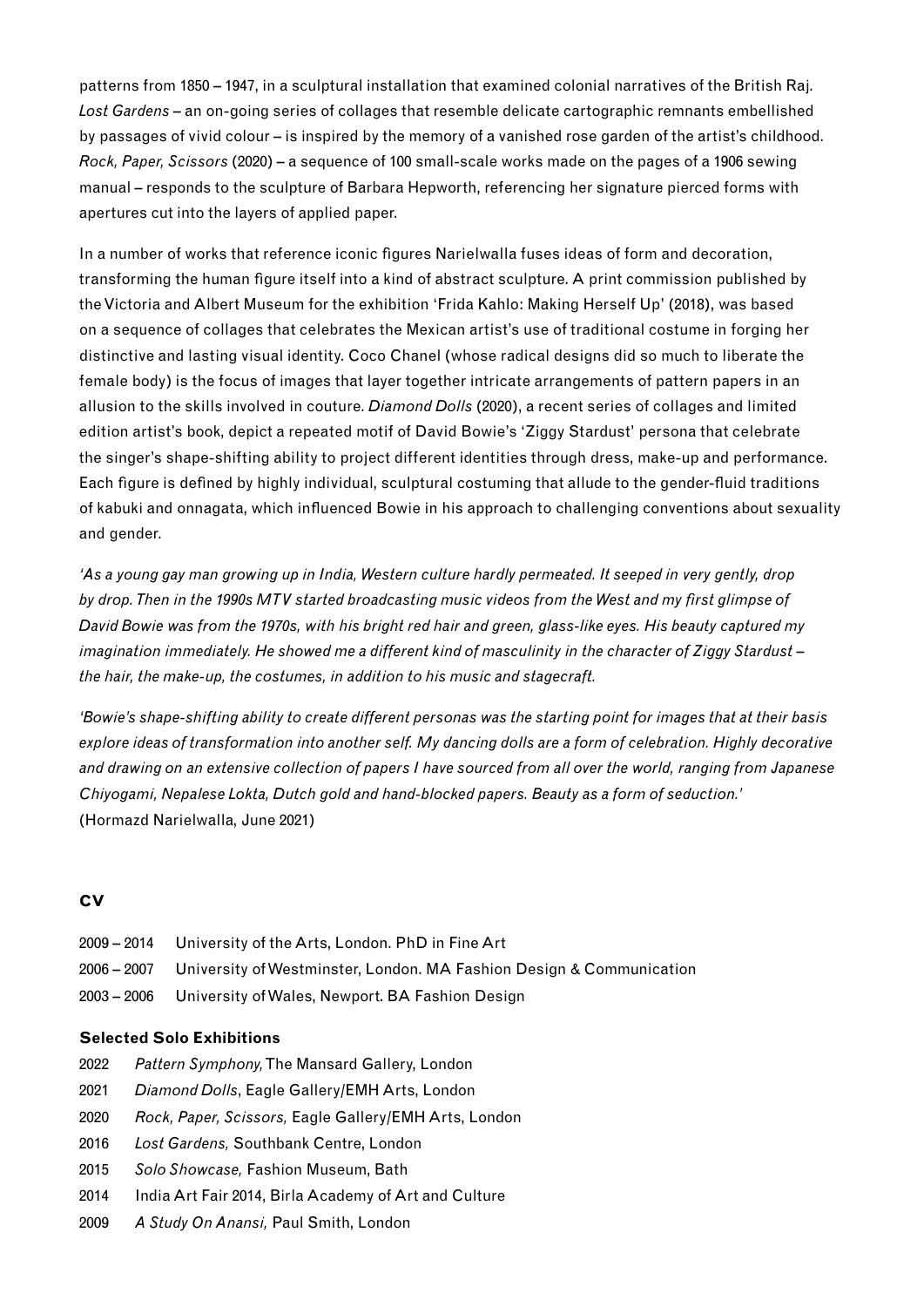patterns from 1850 – 1947, in a sculptural installation that examined colonial narratives of the British Raj. *Lost Gardens* – an on-going series of collages that resemble delicate cartographic remnants embellished by passages of vivid colour – is inspired by the memory of a vanished rose garden of the artist's childhood. *Rock, Paper, Scissors* (2020) – a sequence of 100 small-scale works made on the pages of a 1906 sewing manual – responds to the sculpture of Barbara Hepworth, referencing her signature pierced forms with apertures cut into the layers of applied paper.

In a number of works that reference iconic figures Narielwalla fuses ideas of form and decoration, transforming the human figure itself into a kind of abstract sculpture. A print commission published by the Victoria and Albert Museum for the exhibition 'Frida Kahlo: Making Herself Up' (2018), was based on a sequence of collages that celebrates the Mexican artist's use of traditional costume in forging her distinctive and lasting visual identity. Coco Chanel (whose radical designs did so much to liberate the female body) is the focus of images that layer together intricate arrangements of pattern papers in an allusion to the skills involved in couture. *Diamond Dolls* (2020), a recent series of collages and limited edition artist's book, depict a repeated motif of David Bowie's 'Ziggy Stardust' persona that celebrate the singer's shape-shifting ability to project different identities through dress, make-up and performance. Each figure is defined by highly individual, sculptural costuming that allude to the gender-fluid traditions of kabuki and onnagata, which influenced Bowie in his approach to challenging conventions about sexuality and gender.

*'As a young gay man growing up in India, Western culture hardly permeated. It seeped in very gently, drop by drop. Then in the 1990s MTV started broadcasting music videos from the West and my first glimpse of David Bowie was from the 1970s, with his bright red hair and green, glass-like eyes. His beauty captured my imagination immediately. He showed me a different kind of masculinity in the character of Ziggy Stardust – the hair, the make-up, the costumes, in addition to his music and stagecraft.*

*'Bowie's shape-shifting ability to create different personas was the starting point for images that at their basis explore ideas of transformation into another self. My dancing dolls are a form of celebration. Highly decorative and drawing on an extensive collection of papers I have sourced from all over the world, ranging from Japanese Chiyogami, Nepalese Lokta, Dutch gold and hand-blocked papers. Beauty as a form of seduction.'*
(Hormazd Narielwalla, June 2021)

## CV

2009 – 2014 University of the Arts, London. PhD in Fine Art
2006 – 2007 University of Westminster, London. MA Fashion Design & Communication
2003 – 2006 University of Wales, Newport. BA Fashion Design

### Selected Solo Exhibitions

2022 *Pattern Symphony,* The Mansard Gallery, London
2021 *Diamond Dolls*, Eagle Gallery/EMH Arts, London
2020 *Rock, Paper, Scissors,* Eagle Gallery/EMH Arts, London
2016 *Lost Gardens,* Southbank Centre, London
2015 *Solo Showcase,* Fashion Museum, Bath
2014 India Art Fair 2014, Birla Academy of Art and Culture
2009 *A Study On Anansi,* Paul Smith, London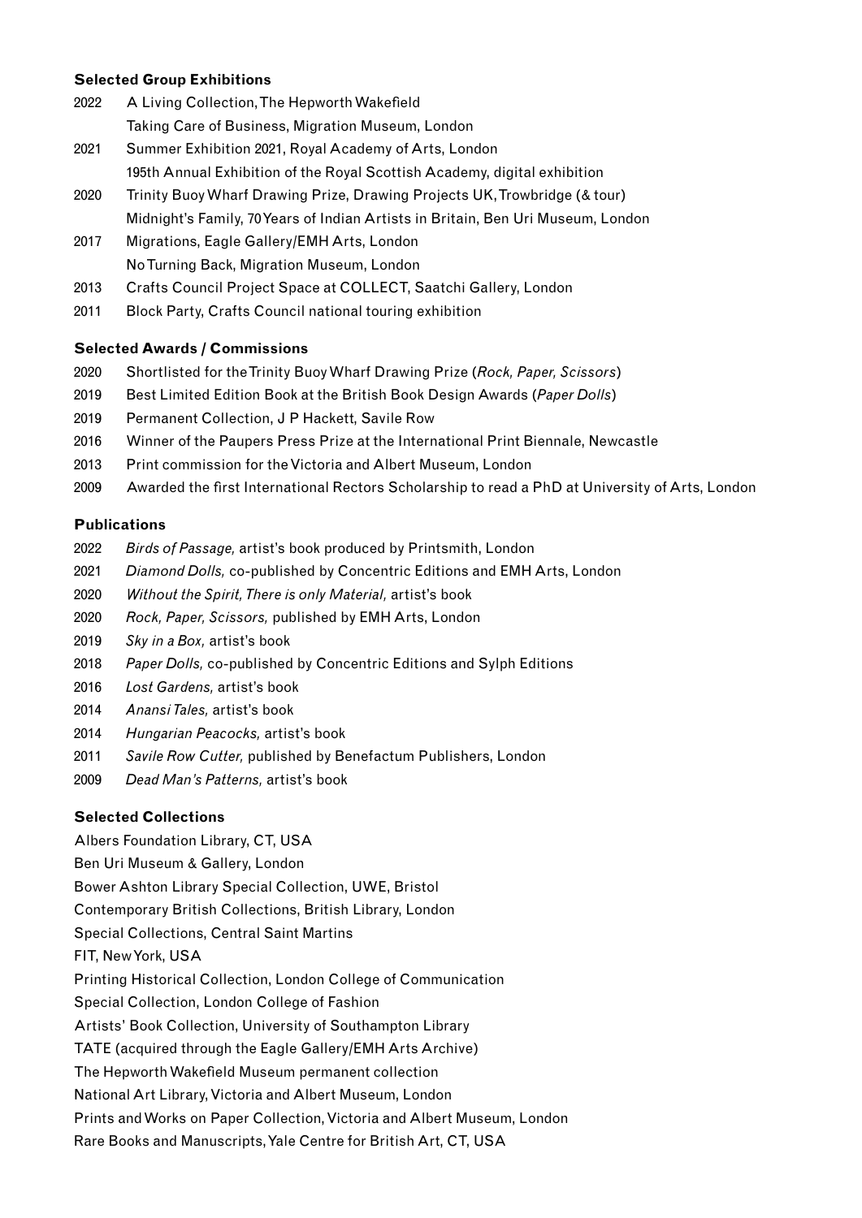**Selected Group Exhibitions**

2022 A Living Collection, The Hepworth Wakefield
Taking Care of Business, Migration Museum, London

2021 Summer Exhibition 2021, Royal Academy of Arts, London
195th Annual Exhibition of the Royal Scottish Academy, digital exhibition

2020 Trinity Buoy Wharf Drawing Prize, Drawing Projects UK, Trowbridge (& tour)
Midnight's Family, 70 Years of Indian Artists in Britain, Ben Uri Museum, London

2017 Migrations, Eagle Gallery/EMH Arts, London
No Turning Back, Migration Museum, London

2013 Crafts Council Project Space at COLLECT, Saatchi Gallery, London

2011 Block Party, Crafts Council national touring exhibition

**Selected Awards / Commissions**

2020 Shortlisted for the Trinity Buoy Wharf Drawing Prize (*Rock, Paper, Scissors*)

2019 Best Limited Edition Book at the British Book Design Awards (*Paper Dolls*)

2019 Permanent Collection, J P Hackett, Savile Row

2016 Winner of the Paupers Press Prize at the International Print Biennale, Newcastle

2013 Print commission for the Victoria and Albert Museum, London

2009 Awarded the first International Rectors Scholarship to read a PhD at University of Arts, London

**Publications**

2022 *Birds of Passage,* artist's book produced by Printsmith, London

2021 *Diamond Dolls,* co-published by Concentric Editions and EMH Arts, London

2020 *Without the Spirit, There is only Material,* artist's book

2020 *Rock, Paper, Scissors,* published by EMH Arts, London

2019 *Sky in a Box,* artist's book

2018 *Paper Dolls,* co-published by Concentric Editions and Sylph Editions

2016 *Lost Gardens,* artist's book

2014 *Anansi Tales,* artist's book

2014 *Hungarian Peacocks,* artist's book

2011 *Savile Row Cutter,* published by Benefactum Publishers, London

2009 *Dead Man's Patterns,* artist's book

**Selected Collections**

Albers Foundation Library, CT, USA
Ben Uri Museum & Gallery, London
Bower Ashton Library Special Collection, UWE, Bristol
Contemporary British Collections, British Library, London
Special Collections, Central Saint Martins
FIT, New York, USA
Printing Historical Collection, London College of Communication
Special Collection, London College of Fashion
Artists' Book Collection, University of Southampton Library
TATE (acquired through the Eagle Gallery/EMH Arts Archive)
The Hepworth Wakefield Museum permanent collection
National Art Library, Victoria and Albert Museum, London
Prints and Works on Paper Collection, Victoria and Albert Museum, London
Rare Books and Manuscripts, Yale Centre for British Art, CT, USA